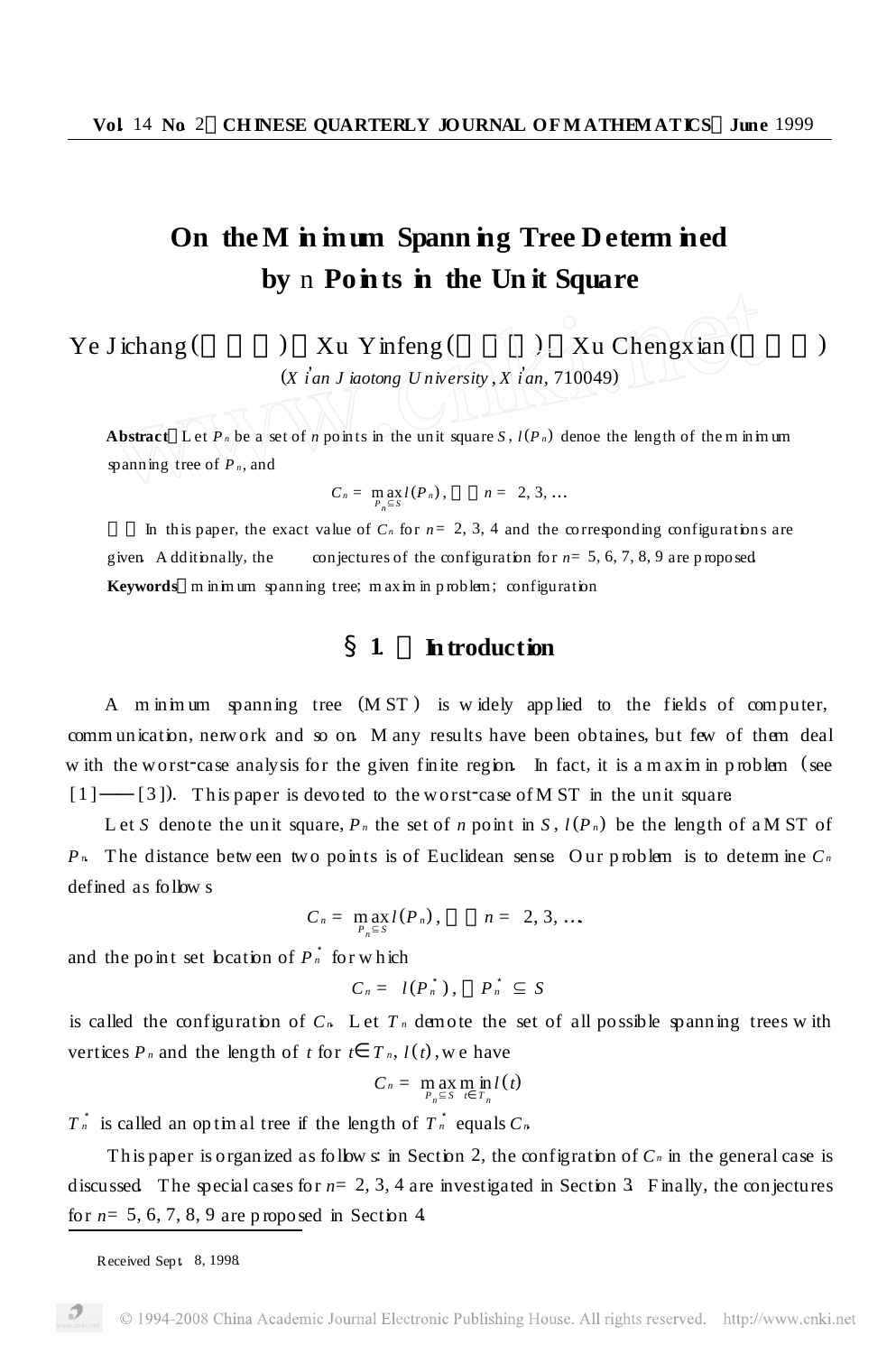# On the Minimum Spanning Tree Determined by n Points in the Unit Square

Ye Jichang ( ) Xu Yinfeng ( ) Xu Chengxian ( )

(*Xi'an Jiaotong University, Xi'an*, 710049)

**Abstract** Let $P_n$ be a set of $n$ points in the unit square $S$, $l(P_n)$ denoe the length of the minimum spanning tree of $P_n$, and

$$C_n = \max_{P_n \subseteq S} l(P_n), \quad n = 2, 3, \ldots$$

In this paper, the exact value of $C_n$ for $n = 2, 3, 4$ and the corresponding configurations are given. Additionally, the conjectures of the configuration for $n = 5, 6, 7, 8, 9$ are proposed.

**Keywords** minimum spanning tree; maximin problem; configuration

## § 1. Introduction

A minimum spanning tree (MST) is widely applied to the fields of computer, communication, nerwork and so on. Many results have been obtaines, but few of them deal with the worst-case analysis for the given finite region. In fact, it is a maximin problem (see [1]——[3]). This paper is devoted to the worst-case of MST in the unit square.

Let $S$ denote the unit square, $P_n$ the set of $n$ point in $S$, $l(P_n)$ be the length of a MST of $P_n$. The distance between two points is of Euclidean sense. Our problem is to determine $C_n$ defined as follows

$$C_n = \max_{P_n \subseteq S} l(P_n), \quad n = 2, 3, \ldots$$

and the point set location of $P_n^*$ for which

$$C_n = l(P_n^*), \quad P_n^* \subseteq S$$

is called the configuration of $C_n$. Let $T_n$ demote the set of all possible spanning trees with vertices $P_n$ and the length of $t$ for $t \in T_n$, $l(t)$, we have

$$C_n = \max_{P_n \subseteq S} \min_{t \in T_n} l(t)$$

$T_n^*$ is called an optimal tree if the length of $T_n^*$ equals $C_n$.

This paper is organized as follows: in Section 2, the configration of $C_n$ in the general case is discussed. The special cases for $n = 2, 3, 4$ are investigated in Section 3. Finally, the conjectures for $n = 5, 6, 7, 8, 9$ are proposed in Section 4.

Received Sept. 8, 1998.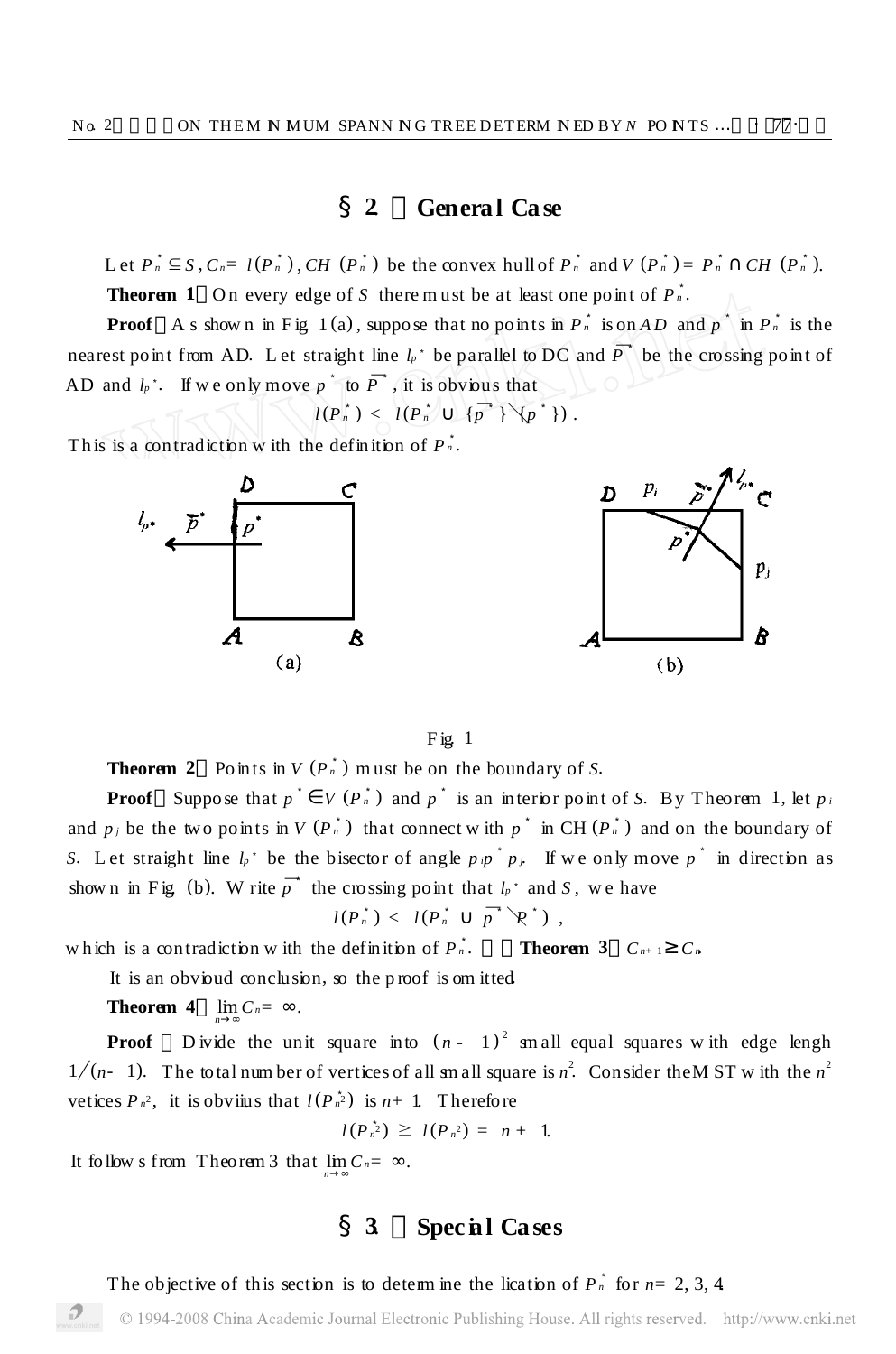## § 2  General Case

Let $P_n^* \subseteq S$, $C_n = l(P_n^*)$, $CH(P_n^*)$ be the convex hull of $P_n^*$ and $V(P_n^*) = P_n^* \cap CH(P_n^*)$.

**Theorem 1** On every edge of $S$ there must be at least one point of $P_n^*$.

**Proof** As shown in Fig. 1(a), suppose that no points in $P_n^*$ is on $AD$ and $p^*$ in $P_n^*$ is the nearest point from AD. Let straight line $l_{p^*}$ be parallel to DC and $\overline{P}^*$ be the crossing point of AD and $l_{p^*}$. If we only move $p^*$ to $\overline{P}^*$, it is obvious that

$$l(P_n^*) < l(P_n^* \cup \{\overline{p}^*\} \setminus \{p^*\}).$$

This is a contradiction with the definition of $P_n^*$.

D C $l_{p^*}$ $\overline{p}^*$ $p^*$ A B (a)

D $p_i$ $\overline{p}^*$ $l_{p^*}$ C $p^*$ $p_j$ A B (b)

Fig. 1

**Theorem 2** Points in $V(P_n^*)$ must be on the boundary of $S$.

**Proof** Suppose that $p^* \in V(P_n^*)$ and $p^*$ is an interior point of $S$. By Theorem 1, let $p_i$ and $p_j$ be the two points in $V(P_n^*)$ that connect with $p^*$ in $CH(P_n^*)$ and on the boundary of $S$. Let straight line $l_{p^*}$ be the bisector of angle $p_i p^* p_j$. If we only move $p^*$ in direction as shown in Fig. (b). Write $\overline{p}^*$ the crossing point that $l_{p^*}$ and $S$, we have

$$l(P_n^*) < l(P_n^* \cup \overline{p}^* \setminus P^*),$$

which is a contradiction with the definition of $P_n^*$. **Theorem 3** $C_{n+1} \geq C_n$.

It is an obvioud conclusion, so the proof is omitted.

**Theorem 4** $\lim_{n \to \infty} C_n = \infty$.

**Proof** Divide the unit square into $(n-1)^2$ small equal squares with edge lengh $1/(n-1)$. The total number of vertices of all small square is $n^2$. Consider the MST with the $n^2$ vetices $P_{n^2}$, it is obviius that $l(P_{n^2}^*)$ is $n+1$. Therefore

$$l(P_{n^2}^*) \geq l(P_{n^2}) = n + 1.$$

It follows from Theorem 3 that $\lim_{n \to \infty} C_n = \infty$.

## § 3  Special Cases

The objective of this section is to determine the lication of $P_n^*$ for $n = 2, 3, 4$.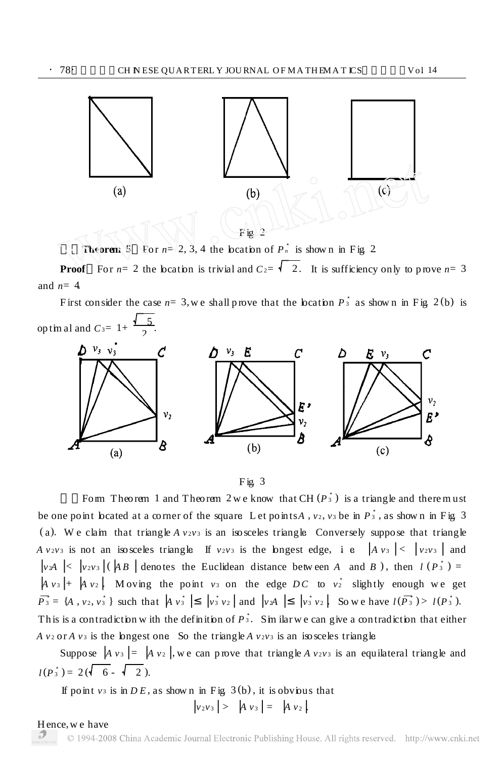Fig. 2

**Theorem 5** For $n = 2, 3, 4$ the location of $P_n^*$ is shown in Fig. 2.

**Proof** For $n = 2$ the location is trivial and $C_2 = \sqrt{2}$. It is sufficiency only to prove $n = 3$ and $n = 4$.

First consider the case $n = 3$, we shall prove that the location $P_3^*$ as shown in Fig. 2(b) is optimal and $C_3 = 1 + \frac{\sqrt{5}}{2}$.

Fig. 3

Form Theorem 1 and Theorem 2 we know that CH$(P_3^*)$ is a triangle and there must be one point located at a corner of the square. Let points $A, v_2, v_3$ be in $P_3^*$, as shown in Fig. 3 (a). We claim that triangle $Av_2v_3$ is an isosceles triangle. Conversely suppose that triangle $Av_2v_3$ is not an isosceles triangle. If $v_2v_3$ is the longest edge, i.e. $|Av_3| < |v_2v_3|$ and $|v_2A| < |v_2v_3|$ ($|AB|$ denotes the Euclidean distance between $A$ and $B$), then $l(P_3^*) = |Av_3| + |Av_2|$. Moving the point $v_3$ on the edge $DC$ to $v_2^*$ slightly enough we get $\overrightarrow{P_3} = \{A, v_2, v_3^*\}$ such that $|Av_3^*| \leq |v_3^* v_2|$ and $|v_2A| \leq |v_3^* v_2|$. So we have $l(\overrightarrow{P_3}) > l(P_3^*)$. This is a contradiction with the definition of $P_3^*$. Similar we can give a contradiction that either $Av_2$ or $Av_3$ is the longest one. So the triangle $Av_2v_3$ is an isosceles triangle.

Suppose $|Av_3| = |Av_2|$, we can prove that triangle $Av_2v_3$ is an equilateral triangle and $l(P_3^*) = 2(\sqrt{6} - \sqrt{2})$.

If point $v_3$ is in $DE$, as shown in Fig. 3(b), it is obvious that

$$|v_2v_3| > |Av_3| = |Av_2|.$$

Hence, we have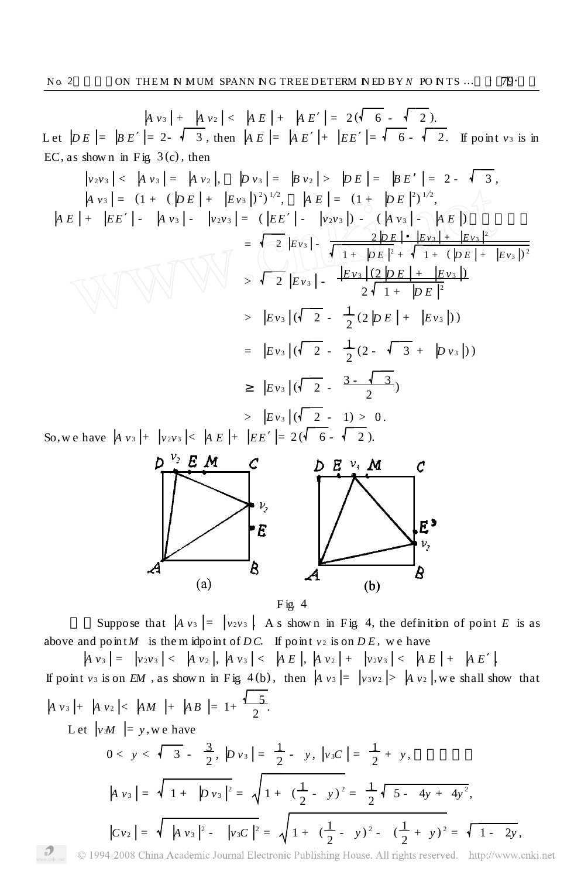$$|Av_3| + |Av_2| < |AE| + |AE'| = 2(\sqrt{6} - \sqrt{2}).$$

Let $|DE| = |BE'| = 2 - \sqrt{3}$, then $|AE| = |AE'| + |EE'| = \sqrt{6} - \sqrt{2}$. If point $v_3$ is in $EC$, as shown in Fig. 3(c), then

$$|v_2v_3| < |Av_3| = |Av_2|, \quad |Dv_3| = |Bv_2| > |DE| = |BE'| = 2 - \sqrt{3},$$

$$|Av_3| = (1 + (|DE| + |Ev_3|)^2)^{1/2}, \quad |AE| = (1 + |DE|^2)^{1/2},$$

$$\begin{aligned}
|AE| + |EE'| - |Av_3| - |v_2v_3| &= (|EE'| - |v_2v_3|) - (|Av_3| - |AE|) \\
&= \sqrt{2}\,|Ev_3| - \frac{2|DE| \cdot |Ev_3| + |Ev_3|^2}{\sqrt{1 + |DE|^2} + \sqrt{1 + (|DE| + |Ev_3|)^2}} \\
&> \sqrt{2}\,|Ev_3| - \frac{|Ev_3|(2|DE| + |Ev_3|)}{2\sqrt{1 + |DE|^2}} \\
&> |Ev_3|(\sqrt{2} - \frac{1}{2}(2|DE| + |Ev_3|)) \\
&= |Ev_3|(\sqrt{2} - \frac{1}{2}(2 - \sqrt{3} + |Dv_3|)) \\
&\geq |Ev_3|(\sqrt{2} - \frac{3 - \sqrt{3}}{2}) \\
&> |Ev_3|(\sqrt{2} - 1) > 0.
\end{aligned}$$

So, we have $|Av_3| + |v_2v_3| < |AE| + |EE'| = 2(\sqrt{6} - \sqrt{2})$.

Fig. 4

Suppose that $|Av_3| = |v_2v_3|$. As shown in Fig. 4, the definition of point $E$ is as above and point $M$ is the midpoint of $DC$. If point $v_2$ is on $DE$, we have

$$|Av_3| = |v_2v_3| < |Av_2|, \ |Av_3| < |AE|, \ |Av_2| + |v_2v_3| < |AE| + |AE'|.$$

If point $v_3$ is on $EM$, as shown in Fig. 4(b), then $|Av_3| = |v_3v_2| > |Av_2|$, we shall show that $|Av_3| + |Av_2| < |AM| + |AB| = 1 + \frac{\sqrt{5}}{2}$.

Let $|v_3M| = y$, we have

$$0 < y < \sqrt{3} - \frac{3}{2}, \ |Dv_3| = \frac{1}{2} - y, \ |v_3C| = \frac{1}{2} + y,$$

$$|Av_3| = \sqrt{1 + |Dv_3|^2} = \sqrt{1 + (\frac{1}{2} - y)^2} = \frac{1}{2}\sqrt{5 - 4y + 4y^2},$$

$$|Cv_2| = \sqrt{|Av_3|^2 - |v_3C|^2} = \sqrt{1 + (\frac{1}{2} - y)^2 - (\frac{1}{2} + y)^2} = \sqrt{1 - 2y},$$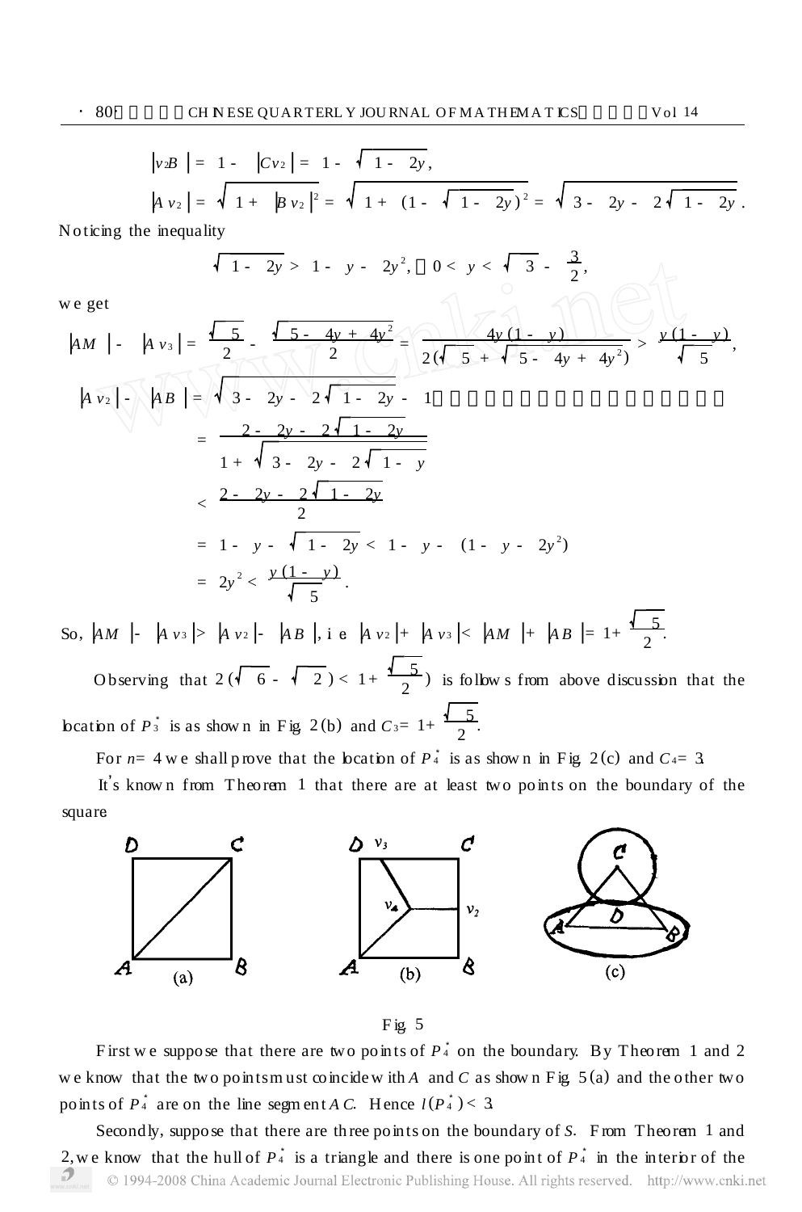$$|v_2B| = 1 - |Cv_2| = 1 - \sqrt{1 - 2y},$$

$$|Av_2| = \sqrt{1 + |Bv_2|^2} = \sqrt{1 + (1 - \sqrt{1 - 2y})^2} = \sqrt{3 - 2y - 2\sqrt{1 - 2y}}.$$

Noticing the inequality

$$\sqrt{1 - 2y} > 1 - y - 2y^2, \quad 0 < y < \sqrt{3} - \frac{3}{2},$$

we get

$$|AM| - |Av_3| = \frac{\sqrt{5}}{2} - \frac{\sqrt{5 - 4y + 4y^2}}{2} = \frac{4y(1 - y)}{2(\sqrt{5} + \sqrt{5 - 4y + 4y^2})} > \frac{y(1 - y)}{\sqrt{5}},$$

$$|Av_2| - |AB| = \sqrt{3 - 2y - 2\sqrt{1 - 2y}} - 1$$

$$= \frac{2 - 2y - 2\sqrt{1 - 2y}}{1 + \sqrt{3 - 2y - 2\sqrt{1 - y}}}$$

$$< \frac{2 - 2y - 2\sqrt{1 - 2y}}{2}$$

$$= 1 - y - \sqrt{1 - 2y} < 1 - y - (1 - y - 2y^2)$$

$$= 2y^2 < \frac{y(1 - y)}{\sqrt{5}}.$$

So, $|AM| - |Av_3| > |Av_2| - |AB|$, i.e. $|Av_2| + |Av_3| < |AM| + |AB| = 1 + \frac{\sqrt{5}}{2}$.

Observing that $2(\sqrt{6} - \sqrt{2}) < 1 + \frac{\sqrt{5}}{2}$) is follows from above discussion that the location of $P_3^*$ is as shown in Fig. 2(b) and $C_3 = 1 + \frac{\sqrt{5}}{2}$.

For $n = 4$ we shall prove that the location of $P_4^*$ is as shown in Fig. 2(c) and $C_4 = 3$.

It's known from Theorem 1 that there are at least two points on the boundary of the square.

Fig. 5

First we suppose that there are two points of $P_4^*$ on the boundary. By Theorem 1 and 2 we know that the two points must coincide with $A$ and $C$ as shown Fig. 5(a) and the other two points of $P_4^*$ are on the line segment $AC$. Hence $l(P_4^*) < 3$.

Secondly, suppose that there are three points on the boundary of $S$. From Theorem 1 and 2, we know that the hull of $P_4^*$ is a triangle and there is one point of $P_4^*$ in the interior of the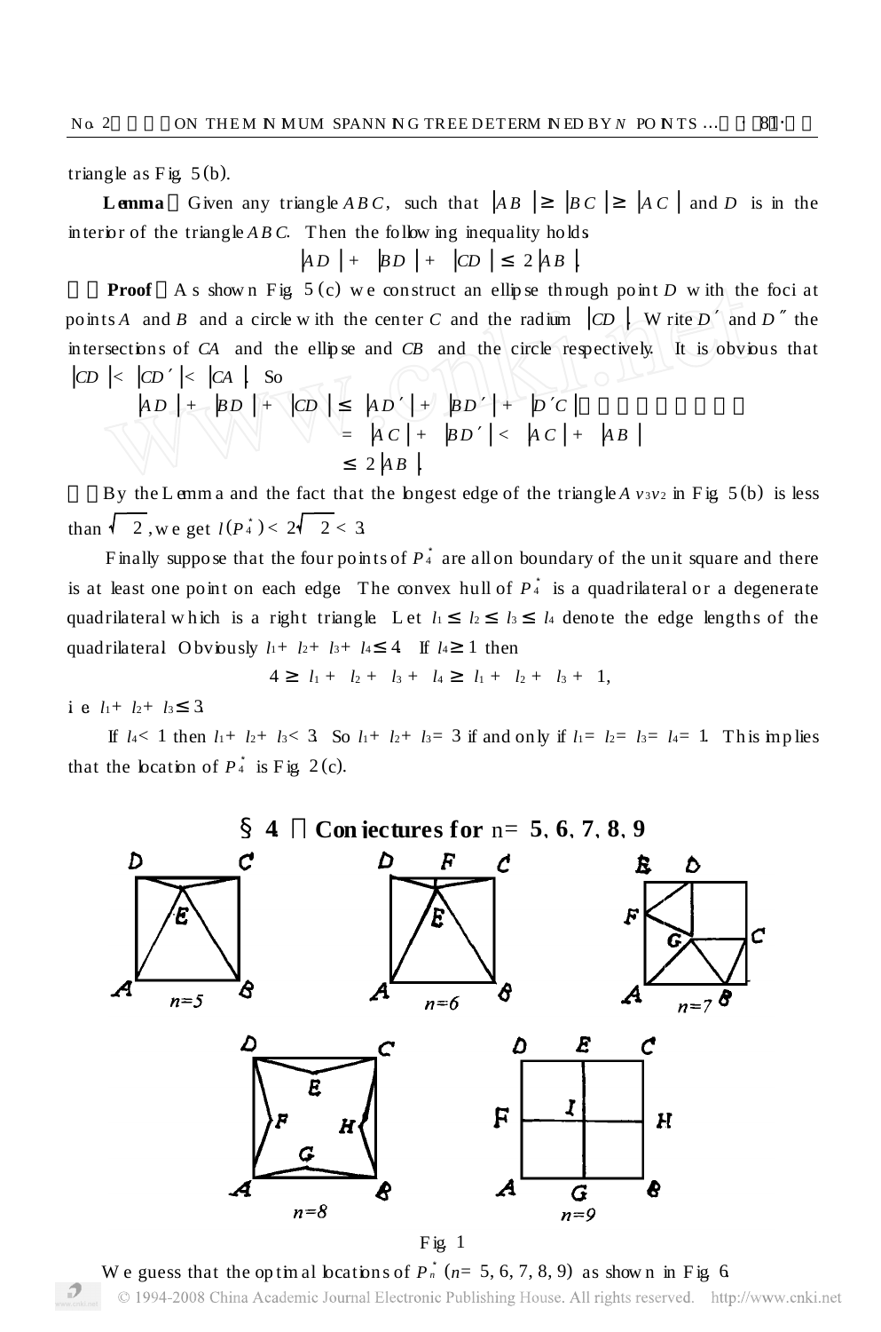triangle as Fig. 5(b).

**Lemma** Given any triangle $ABC$, such that $|AB| \geq |BC| \geq |AC|$ and $D$ is in the interior of the triangle $ABC$. Then the following inequality holds

$$|AD| + |BD| + |CD| \leq 2|AB|.$$

**Proof** As shown Fig. 5(c) we construct an ellipse through point $D$ with the foci at points $A$ and $B$ and a circle with the center $C$ and the radium $|CD|$. Write $D'$ and $D''$ the intersections of $CA$ and the ellipse and $CB$ and the circle respectively. It is obvious that $|CD| < |CD'| < |CA|$. So

$$\begin{aligned}|AD| + |BD| + |CD| &\leq |AD'| + |BD'| + |D'C| \\ &= |AC| + |BD'| < |AC| + |AB| \\ &\leq 2|AB|.\end{aligned}$$

By the Lemma and the fact that the longest edge of the triangle $Av_3v_2$ in Fig. 5(b) is less than $\sqrt{2}$, we get $l(P_4^*) < 2\sqrt{2} < 3$.

Finally suppose that the four points of $P_4^*$ are all on boundary of the unit square and there is at least one point on each edge. The convex hull of $P_4^*$ is a quadrilateral or a degenerate quadrilateral which is a right triangle. Let $l_1 \leq l_2 \leq l_3 \leq l_4$ denote the edge lengths of the quadrilateral. Obviously $l_1 + l_2 + l_3 + l_4 \leq 4$. If $l_4 \geq 1$ then

$$4 \geq l_1 + l_2 + l_3 + l_4 \geq l_1 + l_2 + l_3 + 1,$$

i.e. $l_1 + l_2 + l_3 \leq 3$.

If $l_4 < 1$ then $l_1 + l_2 + l_3 < 3$. So $l_1 + l_2 + l_3 = 3$ if and only if $l_1 = l_2 = l_3 = l_4 = 1$. This implies that the location of $P_4^*$ is Fig. 2(c).

## § 4 Conjectures for n = 5, 6, 7, 8, 9

n=5

n=6

n=7

n=8

n=9

Fig. 1

We guess that the optimal locations of $P_n^*$ ($n$ = 5, 6, 7, 8, 9) as shown in Fig. 6.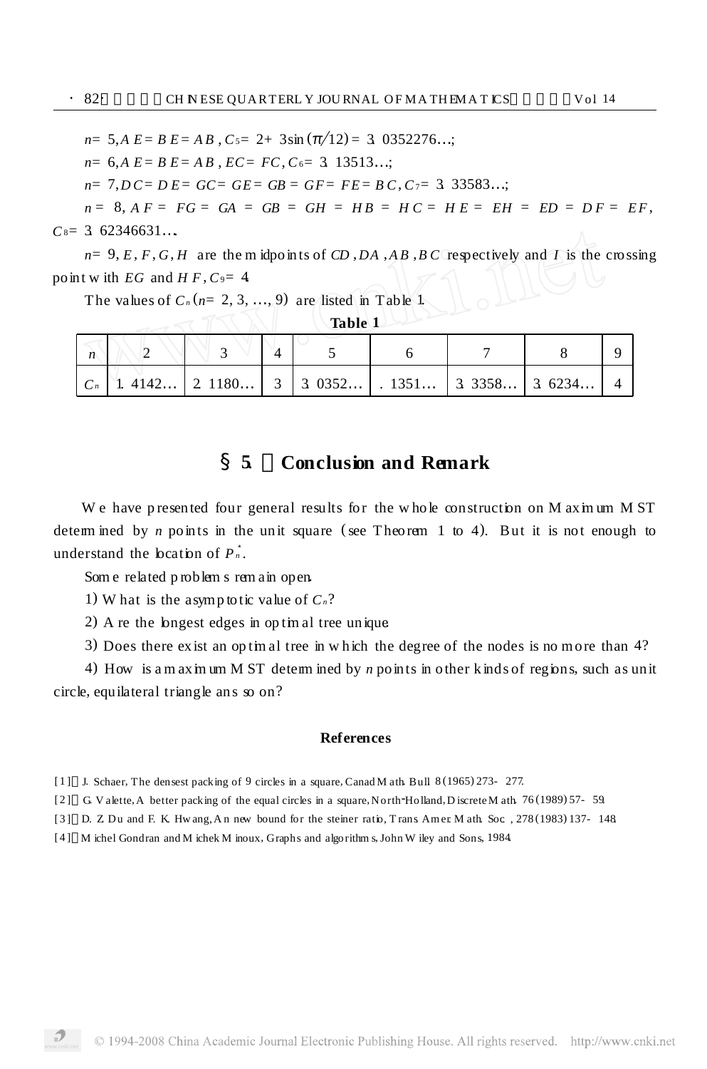$n = 5, AE = BE = AB, C_5 = 2 + 3\sin(\pi/12) = 3.0352276\ldots$;

$n = 6, AE = BE = AB, EC = FC, C_6 = 3.13513\ldots$;

$n = 7, DC = DE = GC = GE = GB = GF = FE = BC, C_7 = 3.33583\ldots$;

$n = 8, AF = FG = GA = GB = GH = HB = HC = HE = EH = ED = DF = EF$, $C_8 = 3.62346631\ldots$

$n = 9$, $E, F, G, H$ are the midpoints of $CD, DA, AB, BC$ respectively and $I$ is the crossing point with $EG$ and $HF$, $C_9 = 4$.

The values of $C_n$ ($n = 2, 3, \ldots, 9$) are listed in Table 1.

**Table 1**

| $n$ | 2 | 3 | 4 | 5 | 6 | 7 | 8 | 9 |
|---|---|---|---|---|---|---|---|---|
| $C_n$ | 1.4142… | 2.1180… | 3 | 3.0352… | .1351… | 3.3358… | 3.6234… | 4 |

## § 5. Conclusion and Remark

We have presented four general results for the whole construction on Maximum MST determined by $n$ points in the unit square (see Theorem 1 to 4). But it is not enough to understand the location of $P_n^*$.

Some related problems remain open.

1) What is the asymptotic value of $C_n$?

2) Are the longest edges in optimal tree unique.

3) Does there exist an optimal tree in which the degree of the nodes is no more than 4?

4) How is a maximum MST determined by $n$ points in other kinds of regions, such as unit circle, equilateral triangle ans so on?

### References

[1] J. Schaer, The densest packing of 9 circles in a square, Canad Math. Bull. 8(1965) 273- 277.

[2] G. Valette, A better packing of the equal circles in a square, North-Holland, Discrete Math. 76(1989) 57- 59.

[3] D. Z. Du and F. K. Hwang, An new bound for the steiner ratio, Trans. Amer. Math. Soc., 278(1983) 137- 148.

[4] Michel Gondran and Michek Minoux, Graphs and algorithms, John Wiley and Sons, 1984.